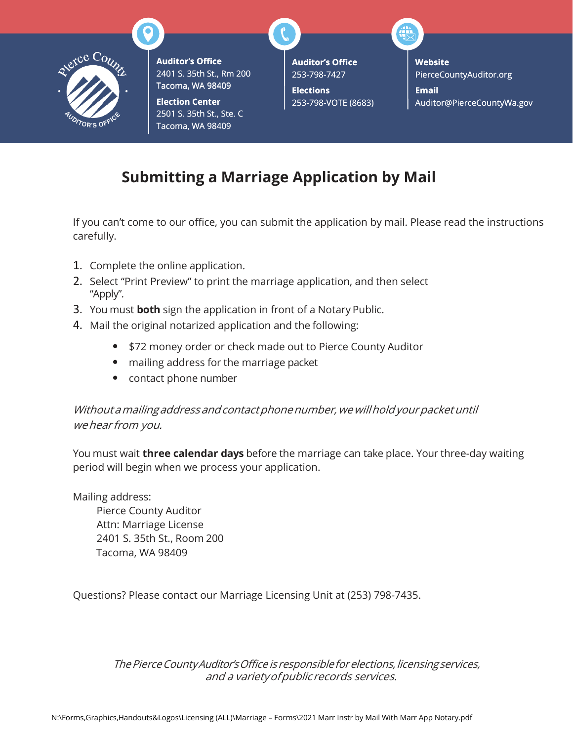Pierce County Auditor's Office

**Auditor's Office**
2401 S. 35th St., Rm 200
Tacoma, WA 98409

**Election Center**
2501 S. 35th St., Ste. C
Tacoma, WA 98409

**Auditor's Office**
253-798-7427

**Elections**
253-798-VOTE (8683)

**Website**
PierceCountyAuditor.org

**Email**
Auditor@PierceCountyWa.gov

# Submitting a Marriage Application by Mail

If you can't come to our office, you can submit the application by mail. Please read the instructions carefully.

1. Complete the online application.
2. Select "Print Preview" to print the marriage application, and then select "Apply".
3. You must **both** sign the application in front of a Notary Public.
4. Mail the original notarized application and the following:
   - $72 money order or check made out to Pierce County Auditor
   - mailing address for the marriage packet
   - contact phone number

*Without a mailing address and contact phone number, we will hold your packet until we hear from you.*

You must wait **three calendar days** before the marriage can take place. Your three-day waiting period will begin when we process your application.

Mailing address:
Pierce County Auditor
Attn: Marriage License
2401 S. 35th St., Room 200
Tacoma, WA 98409

Questions? Please contact our Marriage Licensing Unit at (253) 798-7435.

*The Pierce County Auditor's Office is responsible for elections, licensing services, and a variety of public records services.*

N:\Forms,Graphics,Handouts&Logos\Licensing (ALL)\Marriage – Forms\2021 Marr Instr by Mail With Marr App Notary.pdf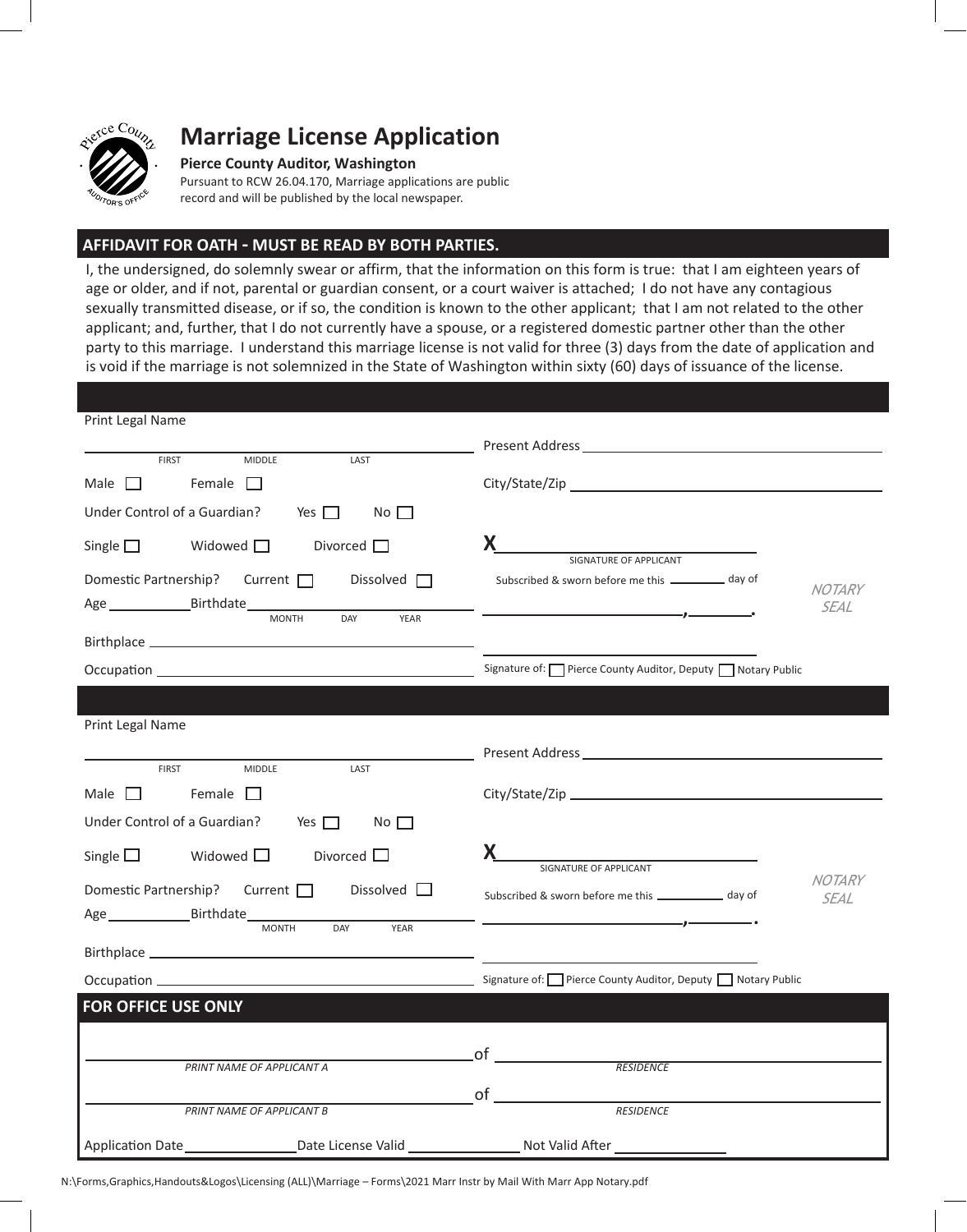# Marriage License Application

**Pierce County Auditor, Washington**

Pursuant to RCW 26.04.170, Marriage applications are public record and will be published by the local newspaper.

## AFFIDAVIT FOR OATH - MUST BE READ BY BOTH PARTIES.

I, the undersigned, do solemnly swear or affirm, that the information on this form is true: that I am eighteen years of age or older, and if not, parental or guardian consent, or a court waiver is attached; I do not have any contagious sexually transmitted disease, or if so, the condition is known to the other applicant; that I am not related to the other applicant; and, further, that I do not currently have a spouse, or a registered domestic partner other than the other party to this marriage. I understand this marriage license is not valid for three (3) days from the date of application and is void if the marriage is not solemnized in the State of Washington within sixty (60) days of issuance of the license.

---

Print Legal Name

______________________________
FIRST MIDDLE LAST

Male ☐ Female ☐

Under Control of a Guardian? Yes ☐ No ☐

Single ☐ Widowed ☐ Divorced ☐

Domestic Partnership? Current ☐ Dissolved ☐

Age __________ Birthdate ______________________
MONTH DAY YEAR

Birthplace ______________________

Occupation ______________________

Present Address ______________________

City/State/Zip ______________________

X ______________________
SIGNATURE OF APPLICANT

Subscribed & sworn before me this ________ day of

______________________ , ________ .

*NOTARY SEAL*

______________________

Signature of: ☐ Pierce County Auditor, Deputy ☐ Notary Public

---

Print Legal Name

______________________________
FIRST MIDDLE LAST

Male ☐ Female ☐

Under Control of a Guardian? Yes ☐ No ☐

Single ☐ Widowed ☐ Divorced ☐

Domestic Partnership? Current ☐ Dissolved ☐

Age __________ Birthdate ______________________
MONTH DAY YEAR

Birthplace ______________________

Occupation ______________________

Present Address ______________________

City/State/Zip ______________________

X ______________________
SIGNATURE OF APPLICANT

Subscribed & sworn before me this ________ day of

______________________ , ________ .

*NOTARY SEAL*

______________________

Signature of: ☐ Pierce County Auditor, Deputy ☐ Notary Public

## FOR OFFICE USE ONLY

______________________ of ______________________
*PRINT NAME OF APPLICANT A* *RESIDENCE*

______________________ of ______________________
*PRINT NAME OF APPLICANT B* *RESIDENCE*

Application Date ____________ Date License Valid ____________ Not Valid After ____________

N:\Forms,Graphics,Handouts&Logos\Licensing (ALL)\Marriage – Forms\2021 Marr Instr by Mail With Marr App Notary.pdf